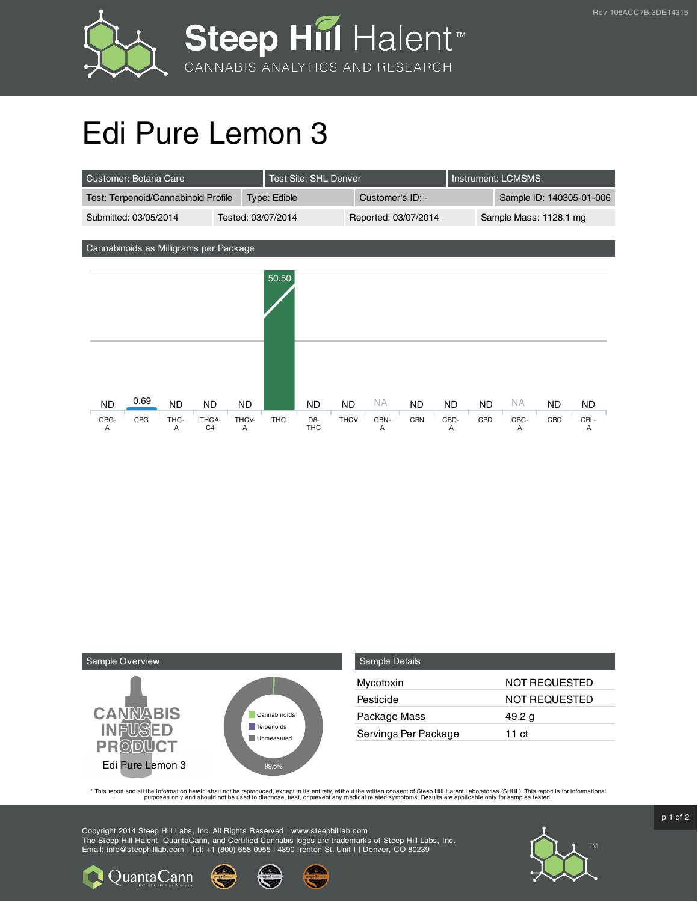# Edi Pure Lemon 3

| Customer: Botana Care | Test Site: SHL Denver | Instrument: LCMSMS | |
|---|---|---|---|
| Test: Terpenoid/Cannabinoid Profile | Type: Edible | Customer's ID: - | Sample ID: 140305-01-006 |
| Submitted: 03/05/2014 | Tested: 03/07/2014 | Reported: 03/07/2014 | Sample Mass: 1128.1 mg |

## Cannabinoids as Milligrams per Package

| CBG-A | CBG | THC-A | THCA-C4 | THCV-A | THC | D8-THC | THCV | CBN-A | CBN | CBD-A | CBD | CBC-A | CBC | CBL-A |
|---|---|---|---|---|---|---|---|---|---|---|---|---|---|---|
| ND | 0.69 | ND | ND | ND | 50.50 | ND | ND | NA | ND | ND | ND | NA | ND | ND |

## Sample Overview

CANNABIS INFUSED PRODUCT

Edi Pure Lemon 3

- Cannabinoids
- Terpenoids
- Unmeasured

99.5%

## Sample Details

| | |
|---|---|
| Mycotoxin | NOT REQUESTED |
| Pesticide | NOT REQUESTED |
| Package Mass | 49.2 g |
| Servings Per Package | 11 ct |

* This report and all the information herein shall not be reproduced, except in its entirety, without the written consent of Steep Hill Halent Laboratories (SHHL). This report is for informational purposes only and should not be used to diagnose, treat, or prevent any medical related symptoms. Results are applicable only for samples tested.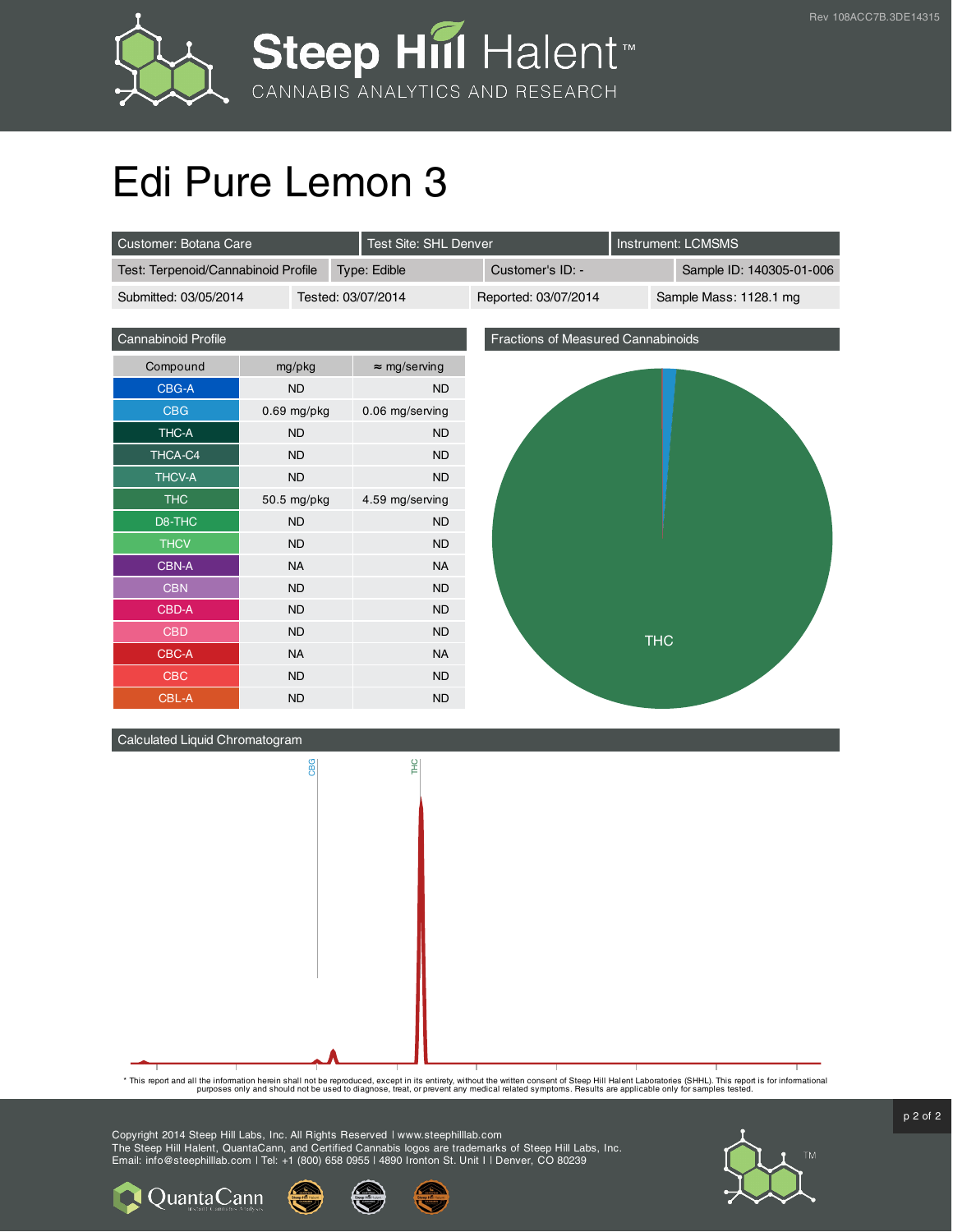Steep Hill Halent™

CANNABIS ANALYTICS AND RESEARCH

Rev 108ACC7B.3DE14315

# Edi Pure Lemon 3

| | | | |
|---|---|---|---|
| Customer: Botana Care | Test Site: SHL Denver | Instrument: LCMSMS | |
| Test: Terpenoid/Cannabinoid Profile | Type: Edible | Customer's ID: - | Sample ID: 140305-01-006 |
| Submitted: 03/05/2014 | Tested: 03/07/2014 | Reported: 03/07/2014 | Sample Mass: 1128.1 mg |

## Cannabinoid Profile

| Compound | mg/pkg | ≈ mg/serving |
|---|---|---|
| CBG-A | ND | ND |
| CBG | 0.69 mg/pkg | 0.06 mg/serving |
| THC-A | ND | ND |
| THCA-C4 | ND | ND |
| THCV-A | ND | ND |
| THC | 50.5 mg/pkg | 4.59 mg/serving |
| D8-THC | ND | ND |
| THCV | ND | ND |
| CBN-A | NA | NA |
| CBN | ND | ND |
| CBD-A | ND | ND |
| CBD | ND | ND |
| CBC-A | NA | NA |
| CBC | ND | ND |
| CBL-A | ND | ND |

## Fractions of Measured Cannabinoids

THC

## Calculated Liquid Chromatogram

CBG

THC

* This report and all the information herein shall not be reproduced, except in its entirety, without the written consent of Steep Hill Halent Laboratories (SHHL). This report is for informational purposes only and should not be used to diagnose, treat, or prevent any medical related symptoms. Results are applicable only for samples tested.

Copyright 2014 Steep Hill Labs, Inc. All Rights Reserved | www.steephilllab.com
The Steep Hill Halent, QuantaCann, and Certified Cannabis logos are trademarks of Steep Hill Labs, Inc.
Email: info@steephilllab.com | Tel: +1 (800) 658 0955 | 4890 Ironton St. Unit I | Denver, CO 80239